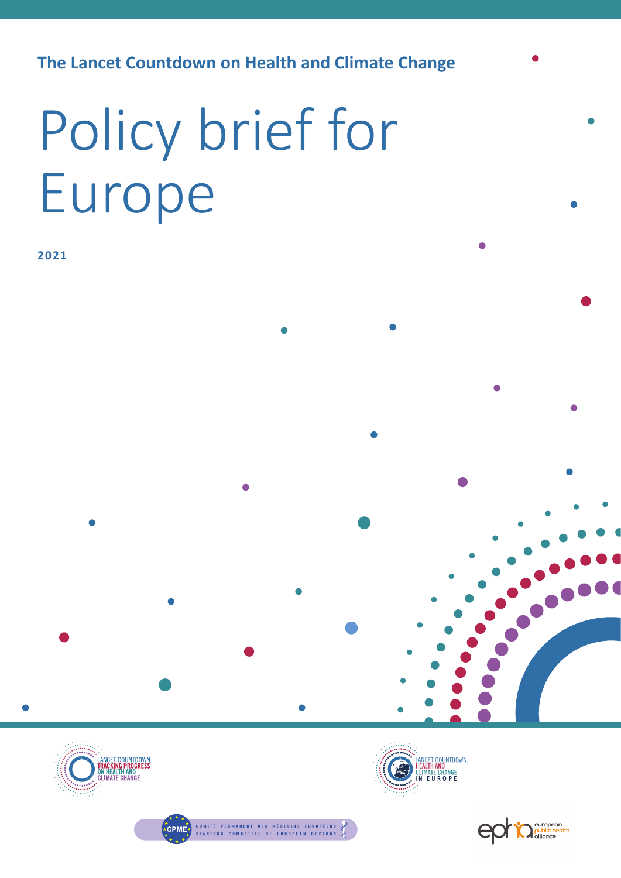**The Lancet Countdown on Health and Climate Change**

# Policy brief for Europe

**2021**

LANCET COUNTDOWN: TRACKING PROGRESS ON HEALTH AND CLIMATE CHANGE

LANCET COUNTDOWN: HEALTH AND CLIMATE CHANGE IN EUROPE

CPME — COMITÉ PERMANENT DES MÉDECINS EUROPÉENS — STANDING COMMITTEE OF EUROPEAN DOCTORS

epha — european public health alliance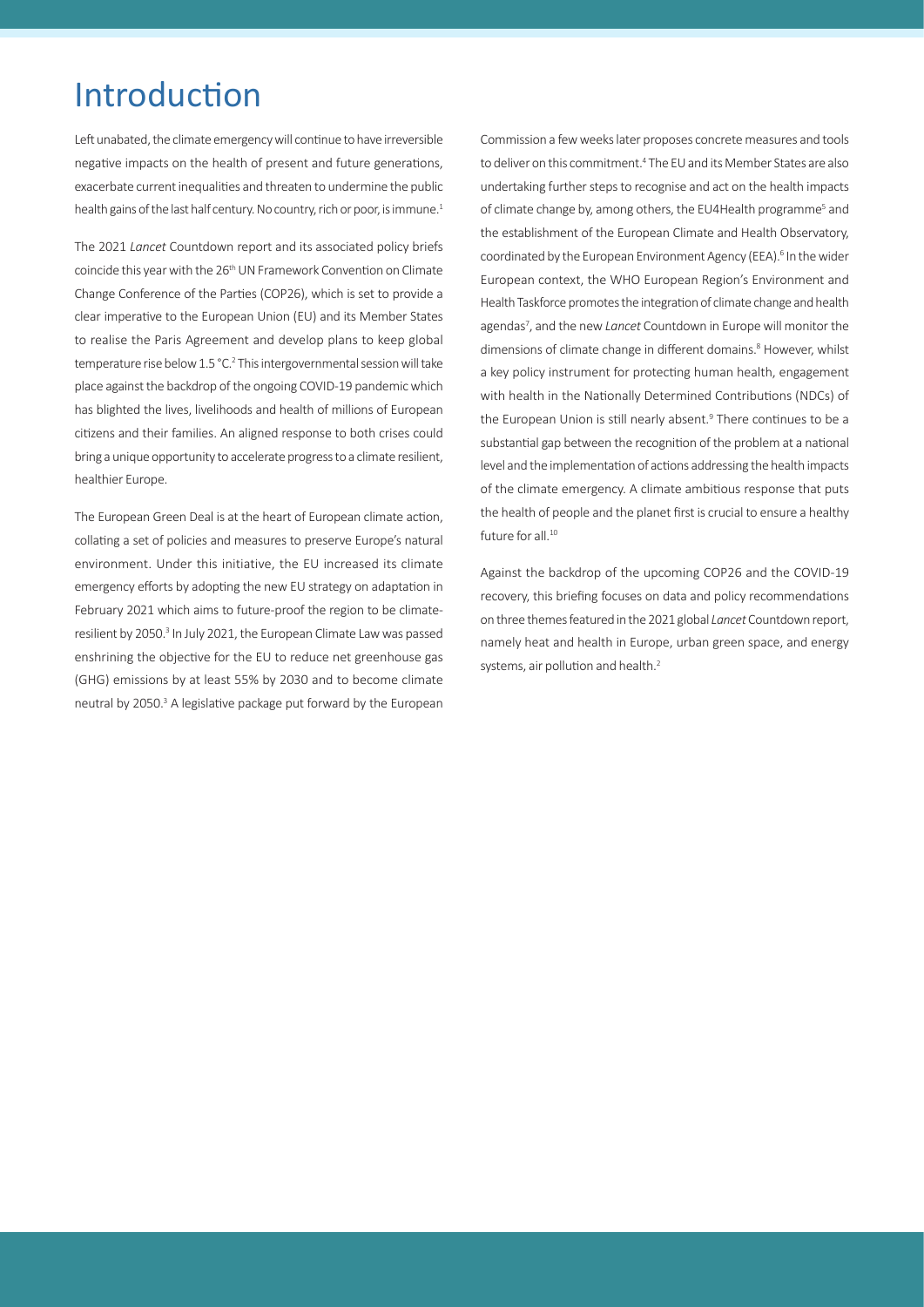# Introduction

Left unabated, the climate emergency will continue to have irreversible negative impacts on the health of present and future generations, exacerbate current inequalities and threaten to undermine the public health gains of the last half century. No country, rich or poor, is immune.[1]

The 2021 *Lancet* Countdown report and its associated policy briefs coincide this year with the 26th UN Framework Convention on Climate Change Conference of the Parties (COP26), which is set to provide a clear imperative to the European Union (EU) and its Member States to realise the Paris Agreement and develop plans to keep global temperature rise below 1.5 °C.[2] This intergovernmental session will take place against the backdrop of the ongoing COVID-19 pandemic which has blighted the lives, livelihoods and health of millions of European citizens and their families. An aligned response to both crises could bring a unique opportunity to accelerate progress to a climate resilient, healthier Europe.

The European Green Deal is at the heart of European climate action, collating a set of policies and measures to preserve Europe's natural environment. Under this initiative, the EU increased its climate emergency efforts by adopting the new EU strategy on adaptation in February 2021 which aims to future-proof the region to be climate-resilient by 2050.[3] In July 2021, the European Climate Law was passed enshrining the objective for the EU to reduce net greenhouse gas (GHG) emissions by at least 55% by 2030 and to become climate neutral by 2050.[3] A legislative package put forward by the European Commission a few weeks later proposes concrete measures and tools to deliver on this commitment.[4] The EU and its Member States are also undertaking further steps to recognise and act on the health impacts of climate change by, among others, the EU4Health programme[5] and the establishment of the European Climate and Health Observatory, coordinated by the European Environment Agency (EEA).[6] In the wider European context, the WHO European Region's Environment and Health Taskforce promotes the integration of climate change and health agendas[7], and the new *Lancet* Countdown in Europe will monitor the dimensions of climate change in different domains.[8] However, whilst a key policy instrument for protecting human health, engagement with health in the Nationally Determined Contributions (NDCs) of the European Union is still nearly absent.[9] There continues to be a substantial gap between the recognition of the problem at a national level and the implementation of actions addressing the health impacts of the climate emergency. A climate ambitious response that puts the health of people and the planet first is crucial to ensure a healthy future for all.[10]

Against the backdrop of the upcoming COP26 and the COVID-19 recovery, this briefing focuses on data and policy recommendations on three themes featured in the 2021 global *Lancet* Countdown report, namely heat and health in Europe, urban green space, and energy systems, air pollution and health.[2]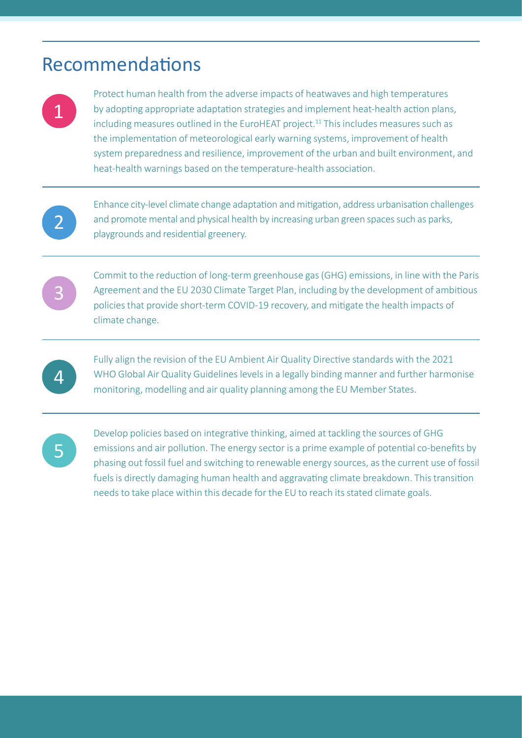## Recommendations

1. Protect human health from the adverse impacts of heatwaves and high temperatures by adopting appropriate adaptation strategies and implement heat-health action plans, including measures outlined in the EuroHEAT project.[11] This includes measures such as the implementation of meteorological early warning systems, improvement of health system preparedness and resilience, improvement of the urban and built environment, and heat-health warnings based on the temperature-health association.

2. Enhance city-level climate change adaptation and mitigation, address urbanisation challenges and promote mental and physical health by increasing urban green spaces such as parks, playgrounds and residential greenery.

3. Commit to the reduction of long-term greenhouse gas (GHG) emissions, in line with the Paris Agreement and the EU 2030 Climate Target Plan, including by the development of ambitious policies that provide short-term COVID-19 recovery, and mitigate the health impacts of climate change.

4. Fully align the revision of the EU Ambient Air Quality Directive standards with the 2021 WHO Global Air Quality Guidelines levels in a legally binding manner and further harmonise monitoring, modelling and air quality planning among the EU Member States.

5. Develop policies based on integrative thinking, aimed at tackling the sources of GHG emissions and air pollution. The energy sector is a prime example of potential co-benefits by phasing out fossil fuel and switching to renewable energy sources, as the current use of fossil fuels is directly damaging human health and aggravating climate breakdown. This transition needs to take place within this decade for the EU to reach its stated climate goals.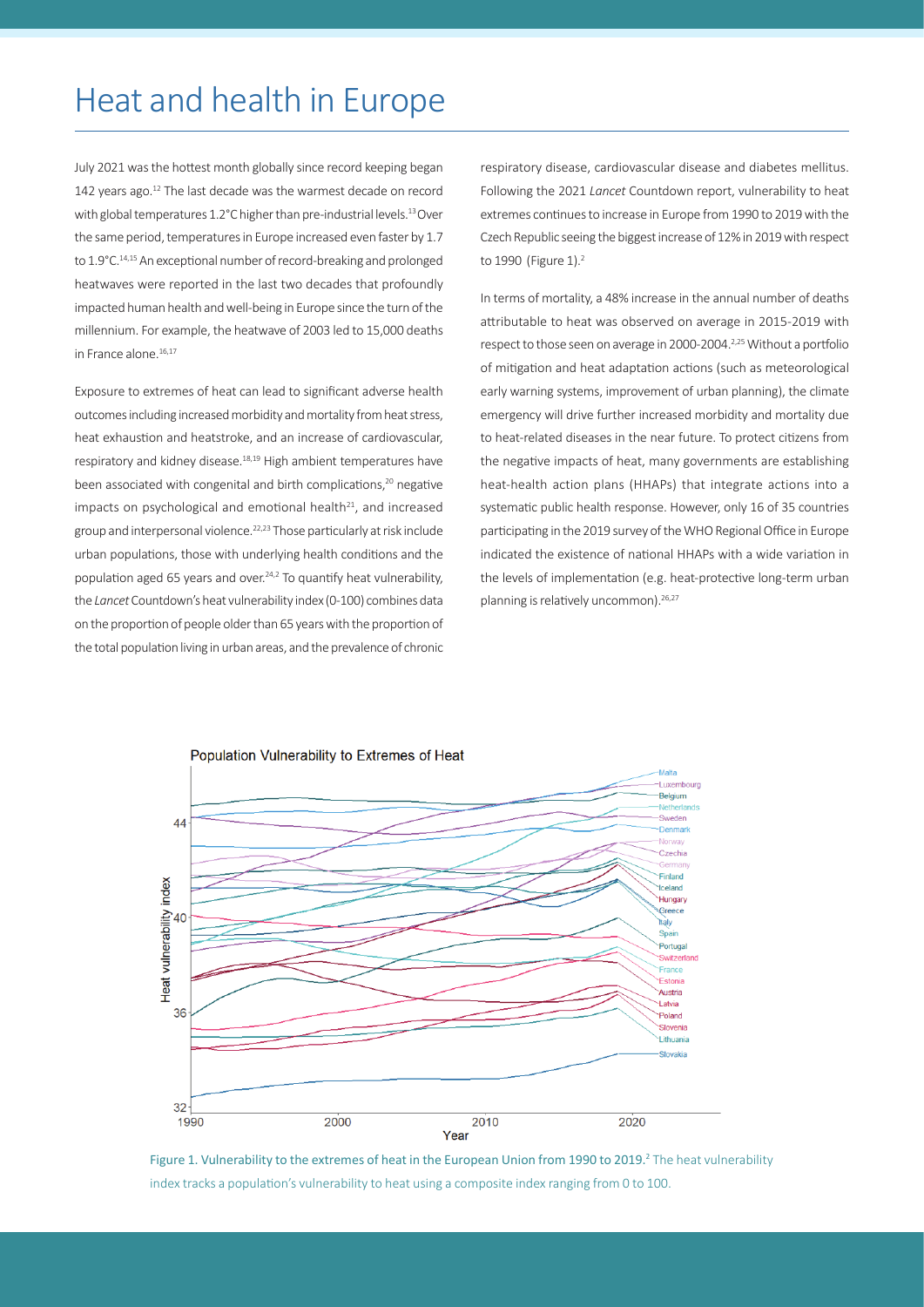# Heat and health in Europe

July 2021 was the hottest month globally since record keeping began 142 years ago.[12] The last decade was the warmest decade on record with global temperatures 1.2°C higher than pre-industrial levels.[13] Over the same period, temperatures in Europe increased even faster by 1.7 to 1.9°C.[14,15] An exceptional number of record-breaking and prolonged heatwaves were reported in the last two decades that profoundly impacted human health and well-being in Europe since the turn of the millennium. For example, the heatwave of 2003 led to 15,000 deaths in France alone.[16,17]

Exposure to extremes of heat can lead to significant adverse health outcomes including increased morbidity and mortality from heat stress, heat exhaustion and heatstroke, and an increase of cardiovascular, respiratory and kidney disease.[18,19] High ambient temperatures have been associated with congenital and birth complications,[20] negative impacts on psychological and emotional health[21], and increased group and interpersonal violence.[22,23] Those particularly at risk include urban populations, those with underlying health conditions and the population aged 65 years and over.[24,2] To quantify heat vulnerability, the *Lancet* Countdown's heat vulnerability index (0-100) combines data on the proportion of people older than 65 years with the proportion of the total population living in urban areas, and the prevalence of chronic respiratory disease, cardiovascular disease and diabetes mellitus. Following the 2021 *Lancet* Countdown report, vulnerability to heat extremes continues to increase in Europe from 1990 to 2019 with the Czech Republic seeing the biggest increase of 12% in 2019 with respect to 1990 (Figure 1).[2]

In terms of mortality, a 48% increase in the annual number of deaths attributable to heat was observed on average in 2015-2019 with respect to those seen on average in 2000-2004.[2,25] Without a portfolio of mitigation and heat adaptation actions (such as meteorological early warning systems, improvement of urban planning), the climate emergency will drive further increased morbidity and mortality due to heat-related diseases in the near future. To protect citizens from the negative impacts of heat, many governments are establishing heat-health action plans (HHAPs) that integrate actions into a systematic public health response. However, only 16 of 35 countries participating in the 2019 survey of the WHO Regional Office in Europe indicated the existence of national HHAPs with a wide variation in the levels of implementation (e.g. heat-protective long-term urban planning is relatively uncommon).[26,27]

Figure 1. Vulnerability to the extremes of heat in the European Union from 1990 to 2019.[2] The heat vulnerability index tracks a population's vulnerability to heat using a composite index ranging from 0 to 100.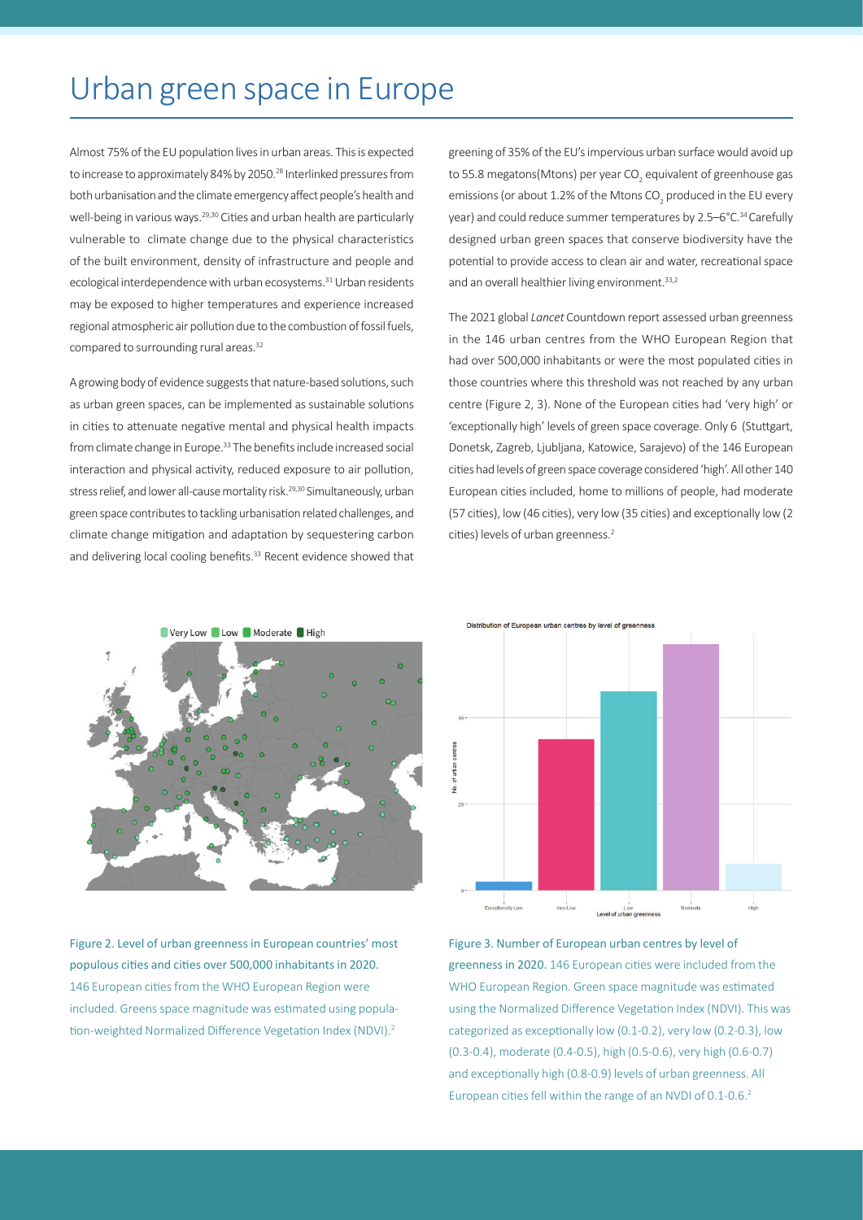# Urban green space in Europe

Almost 75% of the EU population lives in urban areas. This is expected to increase to approximately 84% by 2050.[28] Interlinked pressures from both urbanisation and the climate emergency affect people's health and well-being in various ways.[29,30] Cities and urban health are particularly vulnerable to climate change due to the physical characteristics of the built environment, density of infrastructure and people and ecological interdependence with urban ecosystems.[31] Urban residents may be exposed to higher temperatures and experience increased regional atmospheric air pollution due to the combustion of fossil fuels, compared to surrounding rural areas.[32]

A growing body of evidence suggests that nature-based solutions, such as urban green spaces, can be implemented as sustainable solutions in cities to attenuate negative mental and physical health impacts from climate change in Europe.[33] The benefits include increased social interaction and physical activity, reduced exposure to air pollution, stress relief, and lower all-cause mortality risk.[29,30] Simultaneously, urban green space contributes to tackling urbanisation related challenges, and climate change mitigation and adaptation by sequestering carbon and delivering local cooling benefits.[33] Recent evidence showed that greening of 35% of the EU's impervious urban surface would avoid up to 55.8 megatons(Mtons) per year $CO_2$ equivalent of greenhouse gas emissions (or about 1.2% of the Mtons $CO_2$ produced in the EU every year) and could reduce summer temperatures by 2.5–6°C.[34] Carefully designed urban green spaces that conserve biodiversity have the potential to provide access to clean air and water, recreational space and an overall healthier living environment.[33,2]

The 2021 global *Lancet* Countdown report assessed urban greenness in the 146 urban centres from the WHO European Region that had over 500,000 inhabitants or were the most populated cities in those countries where this threshold was not reached by any urban centre (Figure 2, 3). None of the European cities had 'very high' or 'exceptionally high' levels of green space coverage. Only 6 (Stuttgart, Donetsk, Zagreb, Ljubljana, Katowice, Sarajevo) of the 146 European cities had levels of green space coverage considered 'high'. All other 140 European cities included, home to millions of people, had moderate (57 cities), low (46 cities), very low (35 cities) and exceptionally low (2 cities) levels of urban greenness.[2]

Figure 2. Level of urban greenness in European countries' most populous cities and cities over 500,000 inhabitants in 2020. 146 European cities from the WHO European Region were included. Greens space magnitude was estimated using population-weighted Normalized Difference Vegetation Index (NDVI).[2]

Figure 3. Number of European urban centres by level of greenness in 2020. 146 European cities were included from the WHO European Region. Green space magnitude was estimated using the Normalized Difference Vegetation Index (NDVI). This was categorized as exceptionally low (0.1-0.2), very low (0.2-0.3), low (0.3-0.4), moderate (0.4-0.5), high (0.5-0.6), very high (0.6-0.7) and exceptionally high (0.8-0.9) levels of urban greenness. All European cities fell within the range of an NVDI of 0.1-0.6.[2]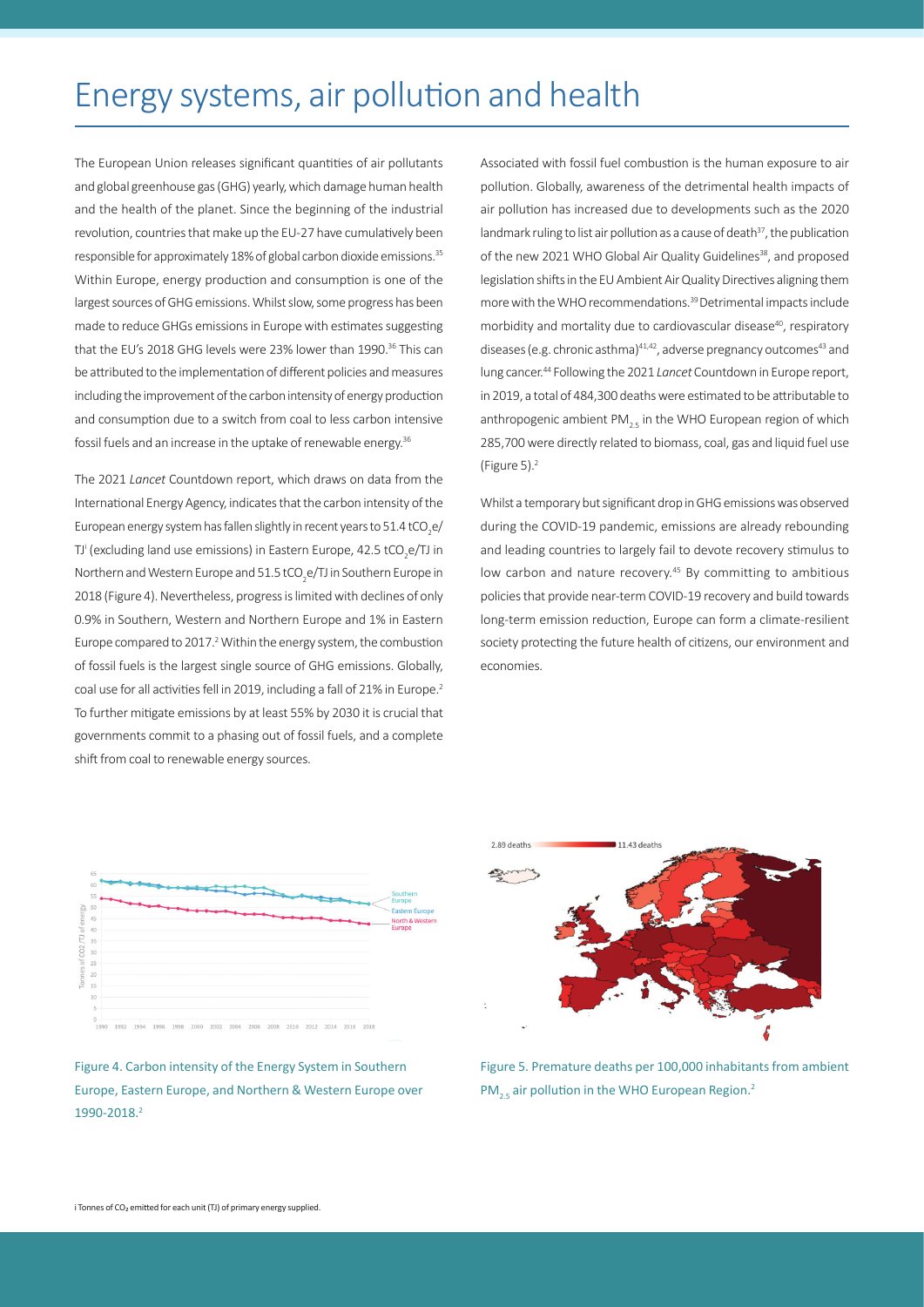# Energy systems, air pollution and health

The European Union releases significant quantities of air pollutants and global greenhouse gas (GHG) yearly, which damage human health and the health of the planet. Since the beginning of the industrial revolution, countries that make up the EU-27 have cumulatively been responsible for approximately 18% of global carbon dioxide emissions.[35] Within Europe, energy production and consumption is one of the largest sources of GHG emissions. Whilst slow, some progress has been made to reduce GHGs emissions in Europe with estimates suggesting that the EU's 2018 GHG levels were 23% lower than 1990.[36] This can be attributed to the implementation of different policies and measures including the improvement of the carbon intensity of energy production and consumption due to a switch from coal to less carbon intensive fossil fuels and an increase in the uptake of renewable energy.[36]

The 2021 *Lancet* Countdown report, which draws on data from the International Energy Agency, indicates that the carbon intensity of the European energy system has fallen slightly in recent years to 51.4 $tCO_2e/TJ$[i] (excluding land use emissions) in Eastern Europe, 42.5 $tCO_2e/TJ$ in Northern and Western Europe and 51.5 $tCO_2e/TJ$ in Southern Europe in 2018 (Figure 4). Nevertheless, progress is limited with declines of only 0.9% in Southern, Western and Northern Europe and 1% in Eastern Europe compared to 2017.[2] Within the energy system, the combustion of fossil fuels is the largest single source of GHG emissions. Globally, coal use for all activities fell in 2019, including a fall of 21% in Europe.[2] To further mitigate emissions by at least 55% by 2030 it is crucial that governments commit to a phasing out of fossil fuels, and a complete shift from coal to renewable energy sources.

Associated with fossil fuel combustion is the human exposure to air pollution. Globally, awareness of the detrimental health impacts of air pollution has increased due to developments such as the 2020 landmark ruling to list air pollution as a cause of death[37], the publication of the new 2021 WHO Global Air Quality Guidelines[38], and proposed legislation shifts in the EU Ambient Air Quality Directives aligning them more with the WHO recommendations.[39] Detrimental impacts include morbidity and mortality due to cardiovascular disease[40], respiratory diseases (e.g. chronic asthma)[41,42], adverse pregnancy outcomes[43] and lung cancer.[44] Following the 2021 *Lancet* Countdown in Europe report, in 2019, a total of 484,300 deaths were estimated to be attributable to anthropogenic ambient $PM_{2.5}$ in the WHO European region of which 285,700 were directly related to biomass, coal, gas and liquid fuel use (Figure 5).[2]

Whilst a temporary but significant drop in GHG emissions was observed during the COVID-19 pandemic, emissions are already rebounding and leading countries to largely fail to devote recovery stimulus to low carbon and nature recovery.[45] By committing to ambitious policies that provide near-term COVID-19 recovery and build towards long-term emission reduction, Europe can form a climate-resilient society protecting the future health of citizens, our environment and economies.

Figure 4. Carbon intensity of the Energy System in Southern Europe, Eastern Europe, and Northern & Western Europe over 1990-2018.[2]

Figure 5. Premature deaths per 100,000 inhabitants from ambient $PM_{2.5}$ air pollution in the WHO European Region.[2]

i Tonnes of $CO_2$ emitted for each unit (TJ) of primary energy supplied.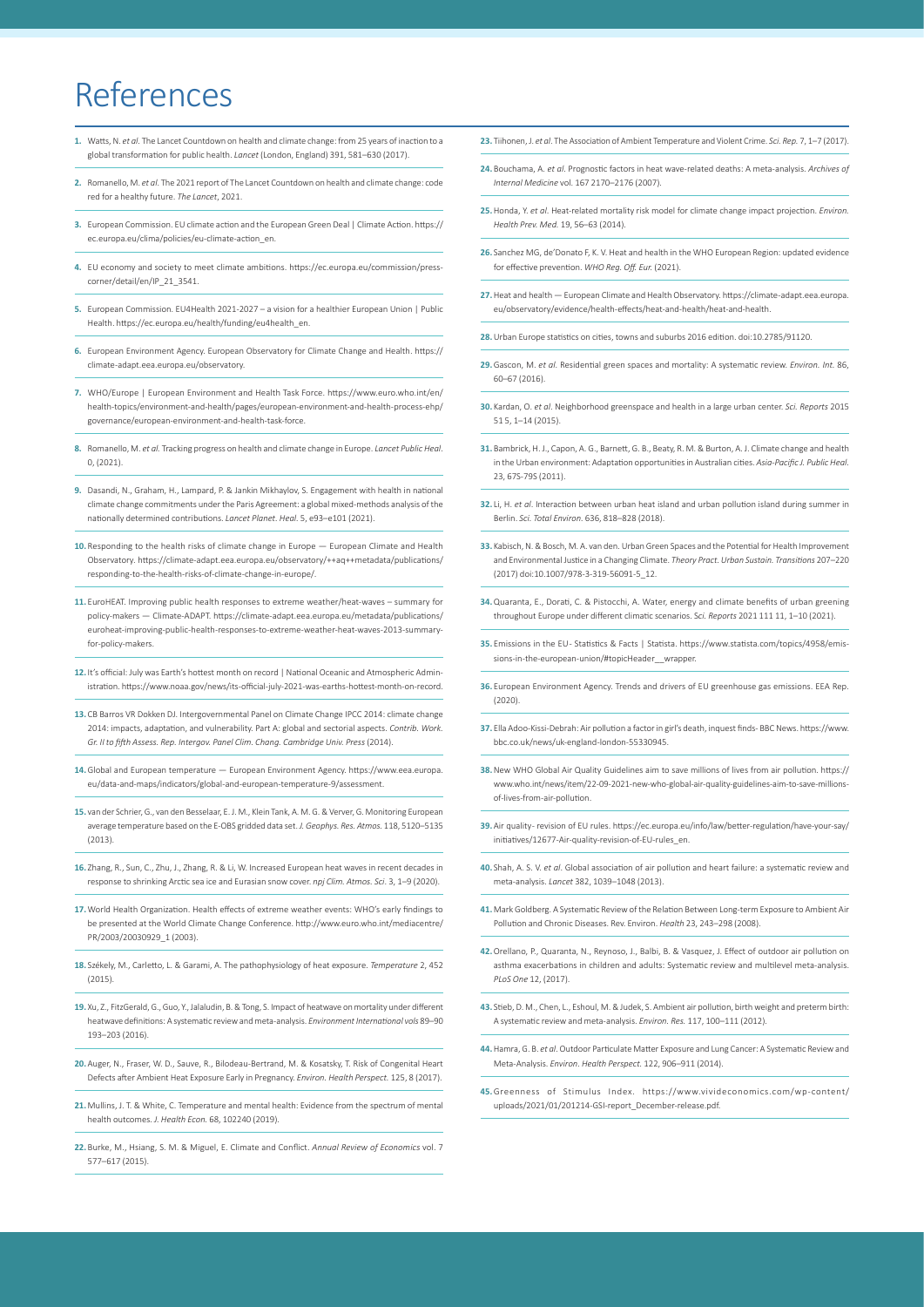# References

1. Watts, N. *et al*. The Lancet Countdown on health and climate change: from 25 years of inaction to a global transformation for public health. *Lancet* (London, England) 391, 581–630 (2017).
2. Romanello, M. *et al*. The 2021 report of The Lancet Countdown on health and climate change: code red for a healthy future. *The Lancet*, 2021.
3. European Commission. EU climate action and the European Green Deal | Climate Action. https://ec.europa.eu/clima/policies/eu-climate-action_en.
4. EU economy and society to meet climate ambitions. https://ec.europa.eu/commission/presscorner/detail/en/IP_21_3541.
5. European Commission. EU4Health 2021-2027 – a vision for a healthier European Union | Public Health. https://ec.europa.eu/health/funding/eu4health_en.
6. European Environment Agency. European Observatory for Climate Change and Health. https://climate-adapt.eea.europa.eu/observatory.
7. WHO/Europe | European Environment and Health Task Force. https://www.euro.who.int/en/health-topics/environment-and-health/pages/european-environment-and-health-process-ehp/governance/european-environment-and-health-task-force.
8. Romanello, M. *et al*. Tracking progress on health and climate change in Europe. *Lancet Public Heal*. 0, (2021).
9. Dasandi, N., Graham, H., Lampard, P. & Jankin Mikhaylov, S. Engagement with health in national climate change commitments under the Paris Agreement: a global mixed-methods analysis of the nationally determined contributions. *Lancet Planet. Heal*. 5, e93–e101 (2021).
10. Responding to the health risks of climate change in Europe — European Climate and Health Observatory. https://climate-adapt.eea.europa.eu/observatory/++aq++metadata/publications/responding-to-the-health-risks-of-climate-change-in-europe/.
11. EuroHEAT. Improving public health responses to extreme weather/heat-waves – summary for policy-makers — Climate-ADAPT. https://climate-adapt.eea.europa.eu/metadata/publications/euroheat-improving-public-health-responses-to-extreme-weather-heat-waves-2013-summary-for-policy-makers.
12. It's official: July was Earth's hottest month on record | National Oceanic and Atmospheric Administration. https://www.noaa.gov/news/its-official-july-2021-was-earths-hottest-month-on-record.
13. CB Barros VR Dokken DJ. Intergovernmental Panel on Climate Change IPCC 2014: climate change 2014: impacts, adaptation, and vulnerability. Part A: global and sectorial aspects. *Contrib. Work. Gr. II to fifth Assess. Rep. Intergov. Panel Clim. Chang. Cambridge Univ. Press* (2014).
14. Global and European temperature — European Environment Agency. https://www.eea.europa.eu/data-and-maps/indicators/global-and-european-temperature-9/assessment.
15. van der Schrier, G., van den Besselaar, E. J. M., Klein Tank, A. M. G. & Verver, G. Monitoring European average temperature based on the E-OBS gridded data set. *J. Geophys. Res. Atmos.* 118, 5120–5135 (2013).
16. Zhang, R., Sun, C., Zhu, J., Zhang, R. & Li, W. Increased European heat waves in recent decades in response to shrinking Arctic sea ice and Eurasian snow cover. *npj Clim. Atmos. Sci*. 3, 1–9 (2020).
17. World Health Organization. Health effects of extreme weather events: WHO's early findings to be presented at the World Climate Change Conference. http://www.euro.who.int/mediacentre/PR/2003/20030929_1 (2003).
18. Székely, M., Carletto, L. & Garami, A. The pathophysiology of heat exposure. *Temperature* 2, 452 (2015).
19. Xu, Z., FitzGerald, G., Guo, Y., Jalaludin, B. & Tong, S. Impact of heatwave on mortality under different heatwave definitions: A systematic review and meta-analysis. *Environment International vols* 89–90 193–203 (2016).
20. Auger, N., Fraser, W. D., Sauve, R., Bilodeau-Bertrand, M. & Kosatsky, T. Risk of Congenital Heart Defects after Ambient Heat Exposure Early in Pregnancy. *Environ. Health Perspect*. 125, 8 (2017).
21. Mullins, J. T. & White, C. Temperature and mental health: Evidence from the spectrum of mental health outcomes. *J. Health Econ.* 68, 102240 (2019).
22. Burke, M., Hsiang, S. M. & Miguel, E. Climate and Conflict. *Annual Review of Economics* vol. 7 577–617 (2015).
23. Tiihonen, J. *et al*. The Association of Ambient Temperature and Violent Crime. *Sci. Rep.* 7, 1–7 (2017).
24. Bouchama, A. *et al*. Prognostic factors in heat wave-related deaths: A meta-analysis. *Archives of Internal Medicine* vol. 167 2170–2176 (2007).
25. Honda, Y. *et al*. Heat-related mortality risk model for climate change impact projection. *Environ. Health Prev. Med.* 19, 56–63 (2014).
26. Sanchez MG, de'Donato F, K. V. Heat and health in the WHO European Region: updated evidence for effective prevention. *WHO Reg. Off. Eur.* (2021).
27. Heat and health — European Climate and Health Observatory. https://climate-adapt.eea.europa.eu/observatory/evidence/health-effects/heat-and-health/heat-and-health.
28. Urban Europe statistics on cities, towns and suburbs 2016 edition. doi:10.2785/91120.
29. Gascon, M. *et al*. Residential green spaces and mortality: A systematic review. *Environ. Int.* 86, 60–67 (2016).
30. Kardan, O. *et al*. Neighborhood greenspace and health in a large urban center. *Sci. Reports* 2015 515, 1–14 (2015).
31. Bambrick, H. J., Capon, A. G., Barnett, G. B., Beaty, R. M. & Burton, A. J. Climate change and health in the Urban environment: Adaptation opportunities in Australian cities. *Asia-Pacific J. Public Heal*. 23, 67S-79S (2011).
32. Li, H. *et al*. Interaction between urban heat island and urban pollution island during summer in Berlin. *Sci. Total Environ*. 636, 818–828 (2018).
33. Kabisch, N. & Bosch, M. A. van den. Urban Green Spaces and the Potential for Health Improvement and Environmental Justice in a Changing Climate. *Theory Pract. Urban Sustain. Transitions* 207–220 (2017) doi:10.1007/978-3-319-56091-5_12.
34. Quaranta, E., Dorati, C. & Pistocchi, A. Water, energy and climate benefits of urban greening throughout Europe under different climatic scenarios. *Sci. Reports* 2021 111 11, 1–10 (2021).
35. Emissions in the EU - Statistics & Facts | Statista. https://www.statista.com/topics/4958/emissions-in-the-european-union/#topicHeader__wrapper.
36. European Environment Agency. Trends and drivers of EU greenhouse gas emissions. EEA Rep. (2020).
37. Ella Adoo-Kissi-Debrah: Air pollution a factor in girl's death, inquest finds- BBC News. https://www.bbc.co.uk/news/uk-england-london-55330945.
38. New WHO Global Air Quality Guidelines aim to save millions of lives from air pollution. https://www.who.int/news/item/22-09-2021-new-who-global-air-quality-guidelines-aim-to-save-millions-of-lives-from-air-pollution.
39. Air quality- revision of EU rules. https://ec.europa.eu/info/law/better-regulation/have-your-say/initiatives/12677-Air-quality-revision-of-EU-rules_en.
40. Shah, A. S. V. *et al*. Global association of air pollution and heart failure: a systematic review and meta-analysis. *Lancet* 382, 1039–1048 (2013).
41. Mark Goldberg. A Systematic Review of the Relation Between Long-term Exposure to Ambient Air Pollution and Chronic Diseases. Rev. Environ. *Health* 23, 243–298 (2008).
42. Orellano, P., Quaranta, N., Reynoso, J., Balbi, B. & Vasquez, J. Effect of outdoor air pollution on asthma exacerbations in children and adults: Systematic review and multilevel meta-analysis. *PLoS One* 12, (2017).
43. Stieb, D. M., Chen, L., Eshoul, M. & Judek, S. Ambient air pollution, birth weight and preterm birth: A systematic review and meta-analysis. *Environ. Res.* 117, 100–111 (2012).
44. Hamra, G. B. *et al*. Outdoor Particulate Matter Exposure and Lung Cancer: A Systematic Review and Meta-Analysis. *Environ. Health Perspect.* 122, 906–911 (2014).
45. Greenness of Stimulus Index. https://www.vivideconomics.com/wp-content/uploads/2021/01/201214-GSI-report_December-release.pdf.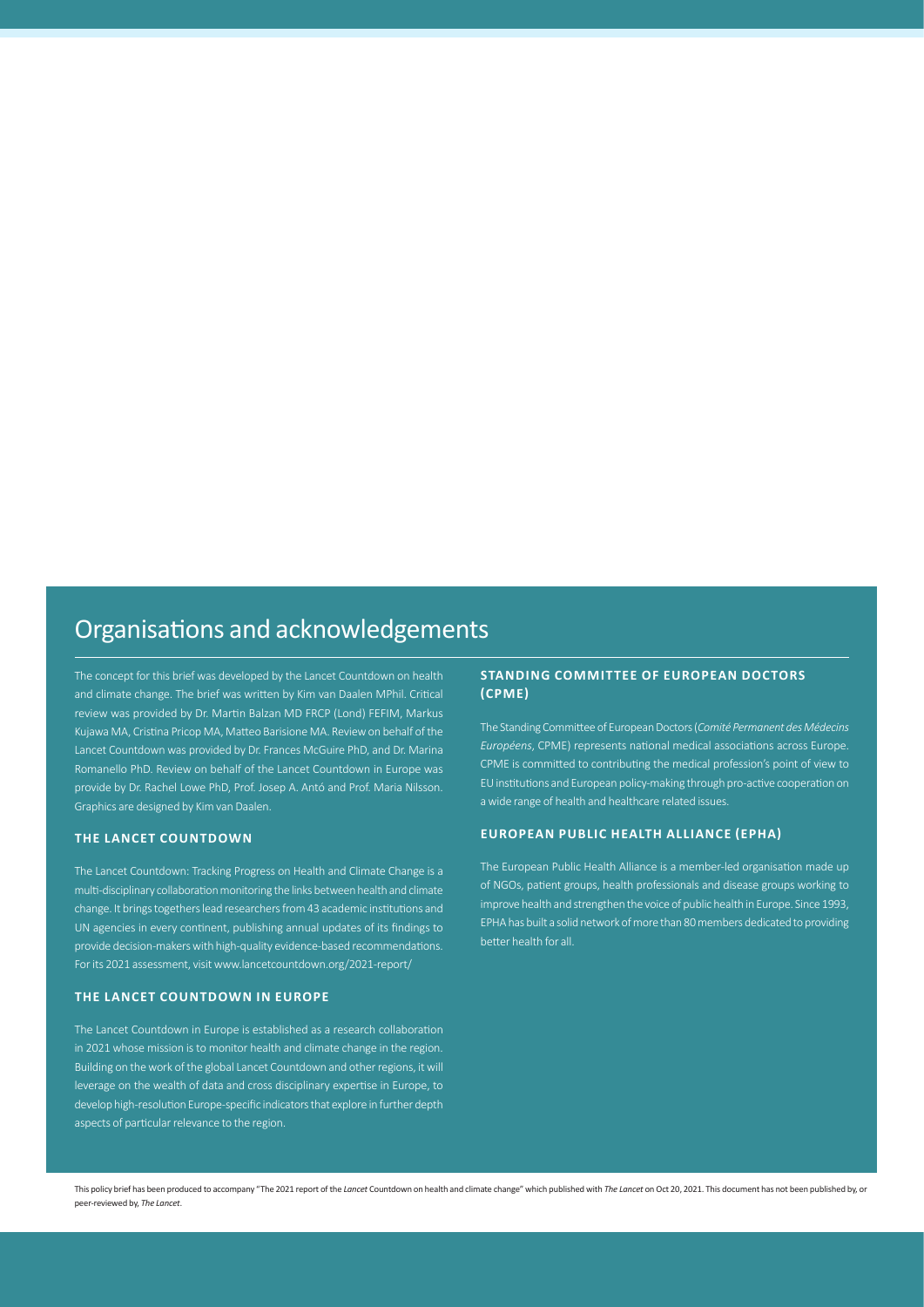# Organisations and acknowledgements

The concept for this brief was developed by the Lancet Countdown on health and climate change. The brief was written by Kim van Daalen MPhil. Critical review was provided by Dr. Martin Balzan MD FRCP (Lond) FEFIM, Markus Kujawa MA, Cristina Pricop MA, Matteo Barisione MA. Review on behalf of the Lancet Countdown was provided by Dr. Frances McGuire PhD, and Dr. Marina Romanello PhD. Review on behalf of the Lancet Countdown in Europe was provide by Dr. Rachel Lowe PhD, Prof. Josep A. Antó and Prof. Maria Nilsson. Graphics are designed by Kim van Daalen.

### THE LANCET COUNTDOWN

The Lancet Countdown: Tracking Progress on Health and Climate Change is a multi-disciplinary collaboration monitoring the links between health and climate change. It brings togethers lead researchers from 43 academic institutions and UN agencies in every continent, publishing annual updates of its findings to provide decision-makers with high-quality evidence-based recommendations. For its 2021 assessment, visit www.lancetcountdown.org/2021-report/

### THE LANCET COUNTDOWN IN EUROPE

The Lancet Countdown in Europe is established as a research collaboration in 2021 whose mission is to monitor health and climate change in the region. Building on the work of the global Lancet Countdown and other regions, it will leverage on the wealth of data and cross disciplinary expertise in Europe, to develop high-resolution Europe-specific indicators that explore in further depth aspects of particular relevance to the region.

### STANDING COMMITTEE OF EUROPEAN DOCTORS (CPME)

The Standing Committee of European Doctors (*Comité Permanent des Médecins Européens*, CPME) represents national medical associations across Europe. CPME is committed to contributing the medical profession's point of view to EU institutions and European policy-making through pro-active cooperation on a wide range of health and healthcare related issues.

### EUROPEAN PUBLIC HEALTH ALLIANCE (EPHA)

The European Public Health Alliance is a member-led organisation made up of NGOs, patient groups, health professionals and disease groups working to improve health and strengthen the voice of public health in Europe. Since 1993, EPHA has built a solid network of more than 80 members dedicated to providing better health for all.

This policy brief has been produced to accompany "The 2021 report of the *Lancet* Countdown on health and climate change" which published with *The Lancet* on Oct 20, 2021. This document has not been published by, or peer-reviewed by, *The Lancet*.